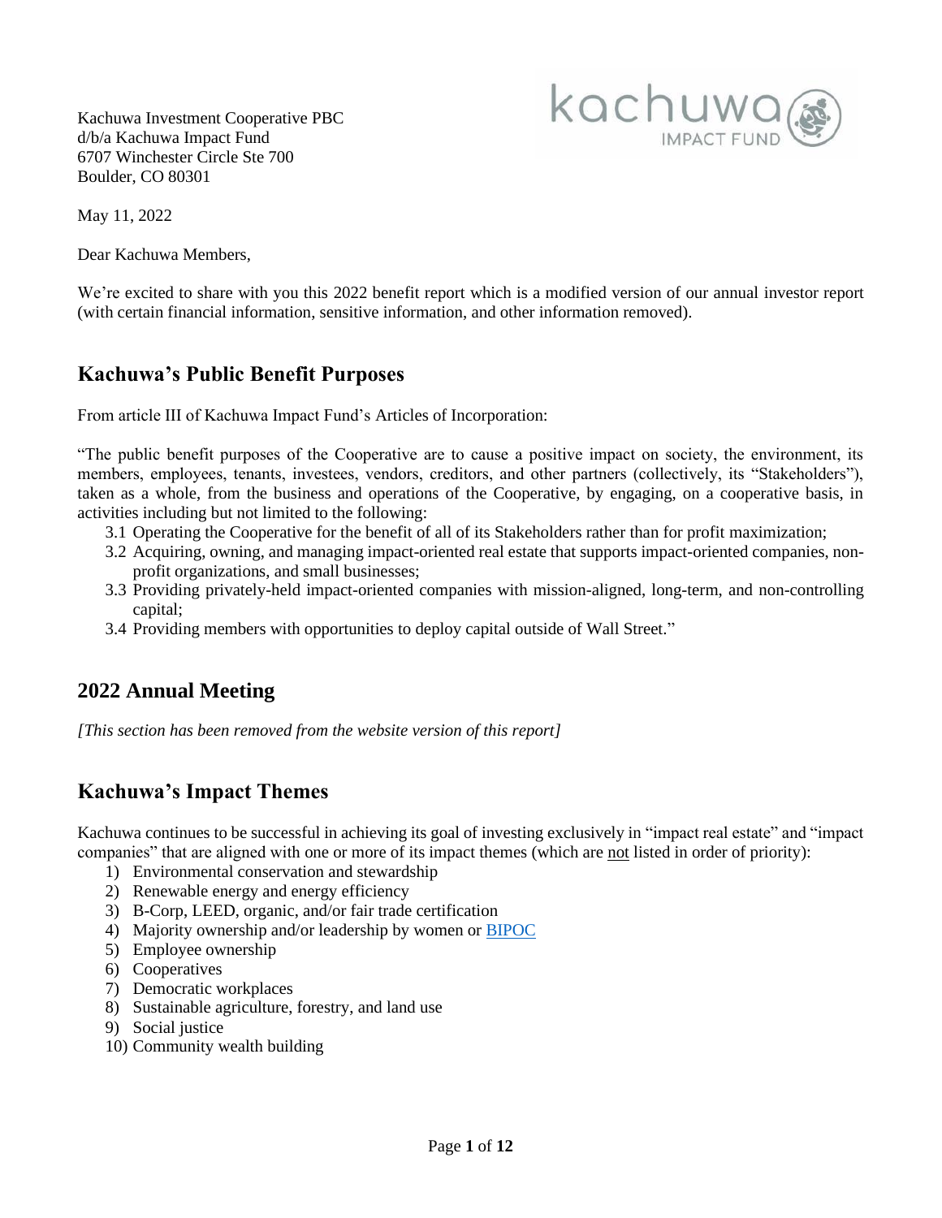Kachuwa Investment Cooperative PBC
d/b/a Kachuwa Impact Fund
6707 Winchester Circle Ste 700
Boulder, CO 80301

May 11, 2022

Dear Kachuwa Members,

We're excited to share with you this 2022 benefit report which is a modified version of our annual investor report (with certain financial information, sensitive information, and other information removed).

## Kachuwa's Public Benefit Purposes

From article III of Kachuwa Impact Fund's Articles of Incorporation:

"The public benefit purposes of the Cooperative are to cause a positive impact on society, the environment, its members, employees, tenants, investees, vendors, creditors, and other partners (collectively, its "Stakeholders"), taken as a whole, from the business and operations of the Cooperative, by engaging, on a cooperative basis, in activities including but not limited to the following:

3.1 Operating the Cooperative for the benefit of all of its Stakeholders rather than for profit maximization;
3.2 Acquiring, owning, and managing impact-oriented real estate that supports impact-oriented companies, non-profit organizations, and small businesses;
3.3 Providing privately-held impact-oriented companies with mission-aligned, long-term, and non-controlling capital;
3.4 Providing members with opportunities to deploy capital outside of Wall Street."

## 2022 Annual Meeting

*[This section has been removed from the website version of this report]*

## Kachuwa's Impact Themes

Kachuwa continues to be successful in achieving its goal of investing exclusively in "impact real estate" and "impact companies" that are aligned with one or more of its impact themes (which are not listed in order of priority):

1) Environmental conservation and stewardship
2) Renewable energy and energy efficiency
3) B-Corp, LEED, organic, and/or fair trade certification
4) Majority ownership and/or leadership by women or BIPOC
5) Employee ownership
6) Cooperatives
7) Democratic workplaces
8) Sustainable agriculture, forestry, and land use
9) Social justice
10) Community wealth building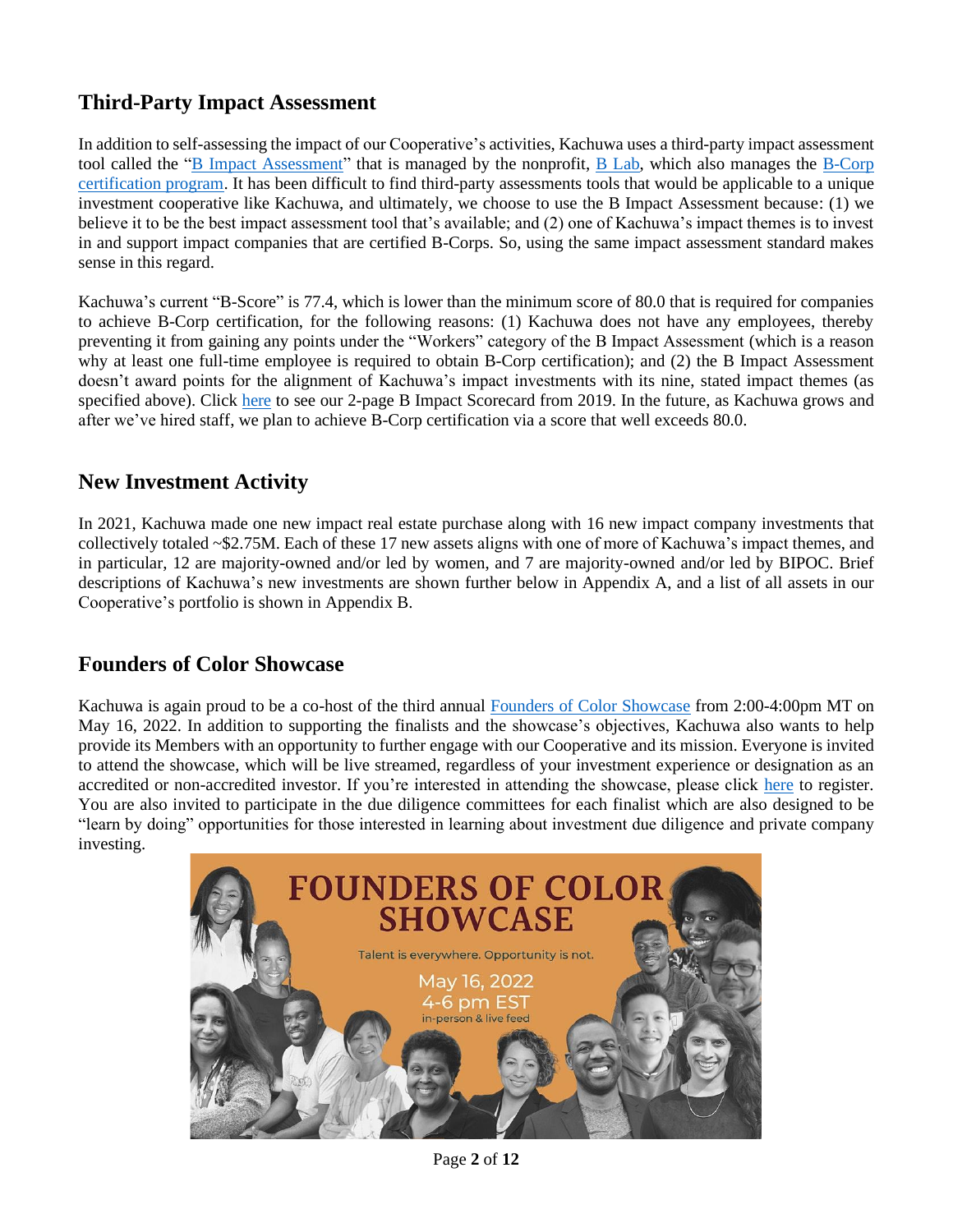## Third-Party Impact Assessment

In addition to self-assessing the impact of our Cooperative's activities, Kachuwa uses a third-party impact assessment tool called the "B Impact Assessment" that is managed by the nonprofit, B Lab, which also manages the B-Corp certification program. It has been difficult to find third-party assessments tools that would be applicable to a unique investment cooperative like Kachuwa, and ultimately, we choose to use the B Impact Assessment because: (1) we believe it to be the best impact assessment tool that's available; and (2) one of Kachuwa's impact themes is to invest in and support impact companies that are certified B-Corps. So, using the same impact assessment standard makes sense in this regard.

Kachuwa's current "B-Score" is 77.4, which is lower than the minimum score of 80.0 that is required for companies to achieve B-Corp certification, for the following reasons: (1) Kachuwa does not have any employees, thereby preventing it from gaining any points under the "Workers" category of the B Impact Assessment (which is a reason why at least one full-time employee is required to obtain B-Corp certification); and (2) the B Impact Assessment doesn't award points for the alignment of Kachuwa's impact investments with its nine, stated impact themes (as specified above). Click here to see our 2-page B Impact Scorecard from 2019. In the future, as Kachuwa grows and after we've hired staff, we plan to achieve B-Corp certification via a score that well exceeds 80.0.

## New Investment Activity

In 2021, Kachuwa made one new impact real estate purchase along with 16 new impact company investments that collectively totaled ~$2.75M. Each of these 17 new assets aligns with one of more of Kachuwa's impact themes, and in particular, 12 are majority-owned and/or led by women, and 7 are majority-owned and/or led by BIPOC. Brief descriptions of Kachuwa's new investments are shown further below in Appendix A, and a list of all assets in our Cooperative's portfolio is shown in Appendix B.

## Founders of Color Showcase

Kachuwa is again proud to be a co-host of the third annual Founders of Color Showcase from 2:00-4:00pm MT on May 16, 2022. In addition to supporting the finalists and the showcase's objectives, Kachuwa also wants to help provide its Members with an opportunity to further engage with our Cooperative and its mission. Everyone is invited to attend the showcase, which will be live streamed, regardless of your investment experience or designation as an accredited or non-accredited investor. If you're interested in attending the showcase, please click here to register. You are also invited to participate in the due diligence committees for each finalist which are also designed to be "learn by doing" opportunities for those interested in learning about investment due diligence and private company investing.

FOUNDERS OF COLOR SHOWCASE

Talent is everywhere. Opportunity is not.

May 16, 2022
4-6 pm EST
in-person & live feed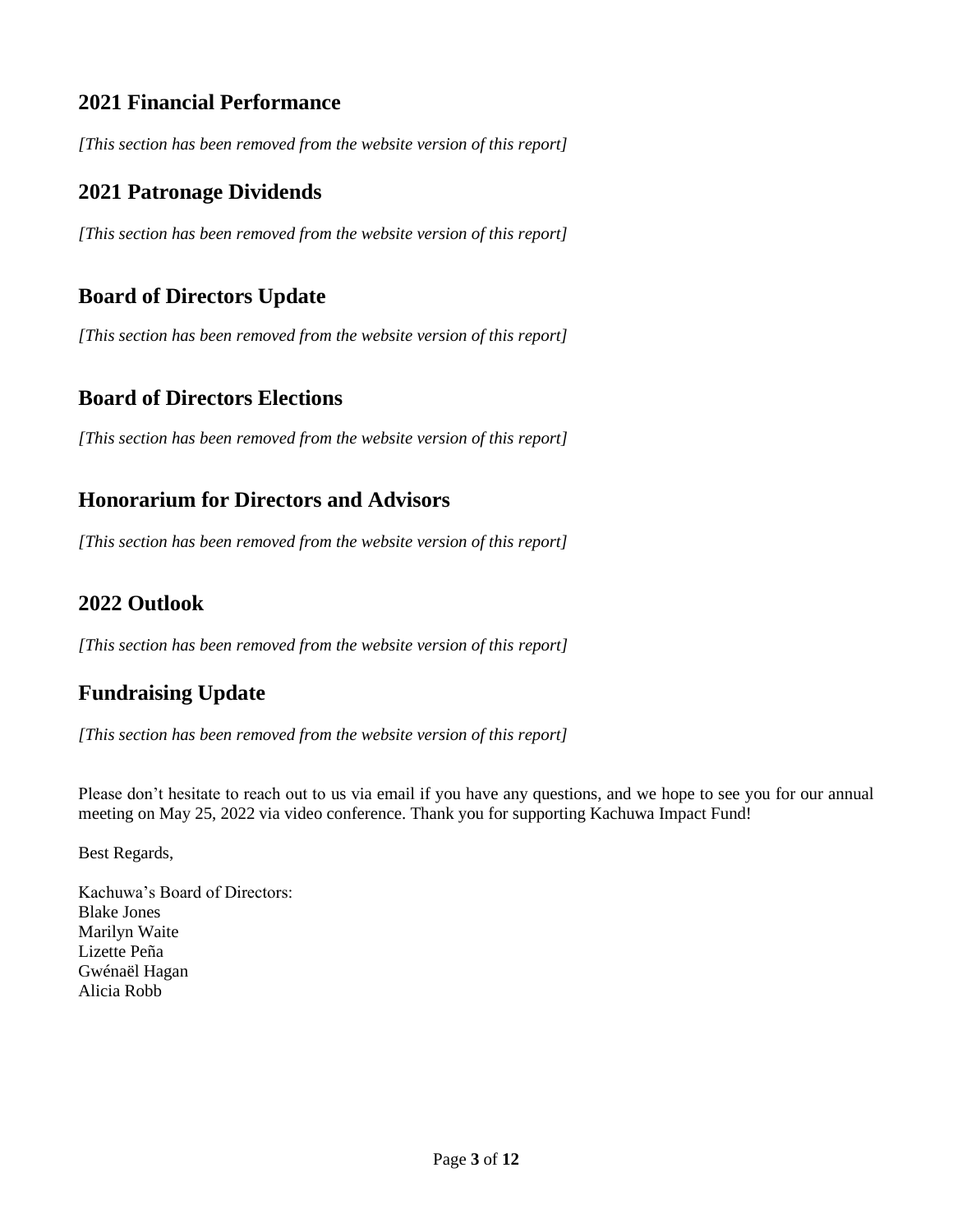## 2021 Financial Performance

*[This section has been removed from the website version of this report]*

## 2021 Patronage Dividends

*[This section has been removed from the website version of this report]*

## Board of Directors Update

*[This section has been removed from the website version of this report]*

## Board of Directors Elections

*[This section has been removed from the website version of this report]*

## Honorarium for Directors and Advisors

*[This section has been removed from the website version of this report]*

## 2022 Outlook

*[This section has been removed from the website version of this report]*

## Fundraising Update

*[This section has been removed from the website version of this report]*

Please don't hesitate to reach out to us via email if you have any questions, and we hope to see you for our annual meeting on May 25, 2022 via video conference. Thank you for supporting Kachuwa Impact Fund!

Best Regards,

Kachuwa's Board of Directors:
Blake Jones
Marilyn Waite
Lizette Peña
Gwénaël Hagan
Alicia Robb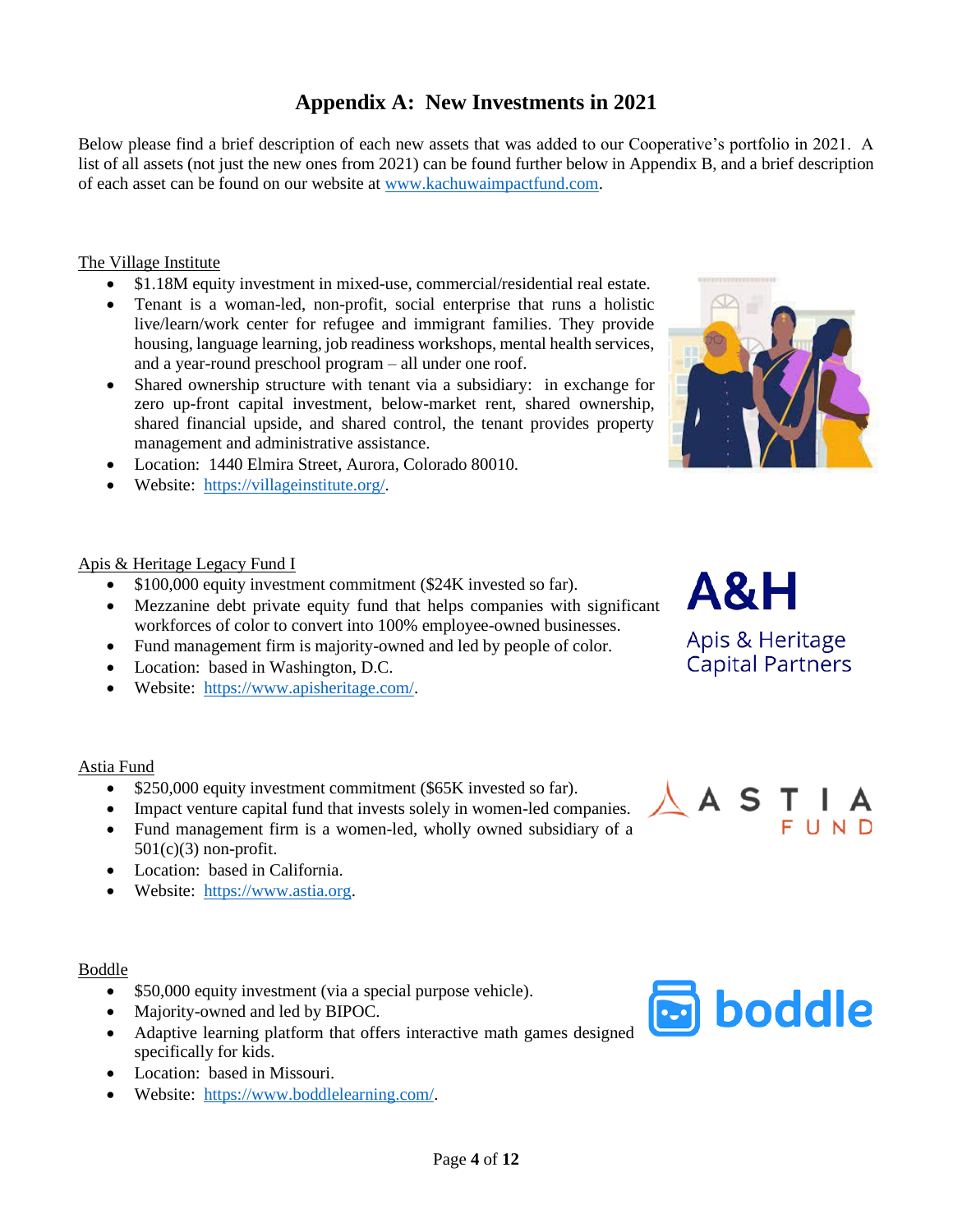# Appendix A: New Investments in 2021

Below please find a brief description of each new assets that was added to our Cooperative's portfolio in 2021. A list of all assets (not just the new ones from 2021) can be found further below in Appendix B, and a brief description of each asset can be found on our website at www.kachuwaimpactfund.com.

The Village Institute

- $1.18M equity investment in mixed-use, commercial/residential real estate.
- Tenant is a woman-led, non-profit, social enterprise that runs a holistic live/learn/work center for refugee and immigrant families. They provide housing, language learning, job readiness workshops, mental health services, and a year-round preschool program – all under one roof.
- Shared ownership structure with tenant via a subsidiary: in exchange for zero up-front capital investment, below-market rent, shared ownership, shared financial upside, and shared control, the tenant provides property management and administrative assistance.
- Location: 1440 Elmira Street, Aurora, Colorado 80010.
- Website: https://villageinstitute.org/.

Apis & Heritage Legacy Fund I

- $100,000 equity investment commitment ($24K invested so far).
- Mezzanine debt private equity fund that helps companies with significant workforces of color to convert into 100% employee-owned businesses.
- Fund management firm is majority-owned and led by people of color.
- Location: based in Washington, D.C.
- Website: https://www.apisheritage.com/.

Astia Fund

- $250,000 equity investment commitment ($65K invested so far).
- Impact venture capital fund that invests solely in women-led companies.
- Fund management firm is a women-led, wholly owned subsidiary of a 501(c)(3) non-profit.
- Location: based in California.
- Website: https://www.astia.org.

Boddle

- $50,000 equity investment (via a special purpose vehicle).
- Majority-owned and led by BIPOC.
- Adaptive learning platform that offers interactive math games designed specifically for kids.
- Location: based in Missouri.
- Website: https://www.boddlelearning.com/.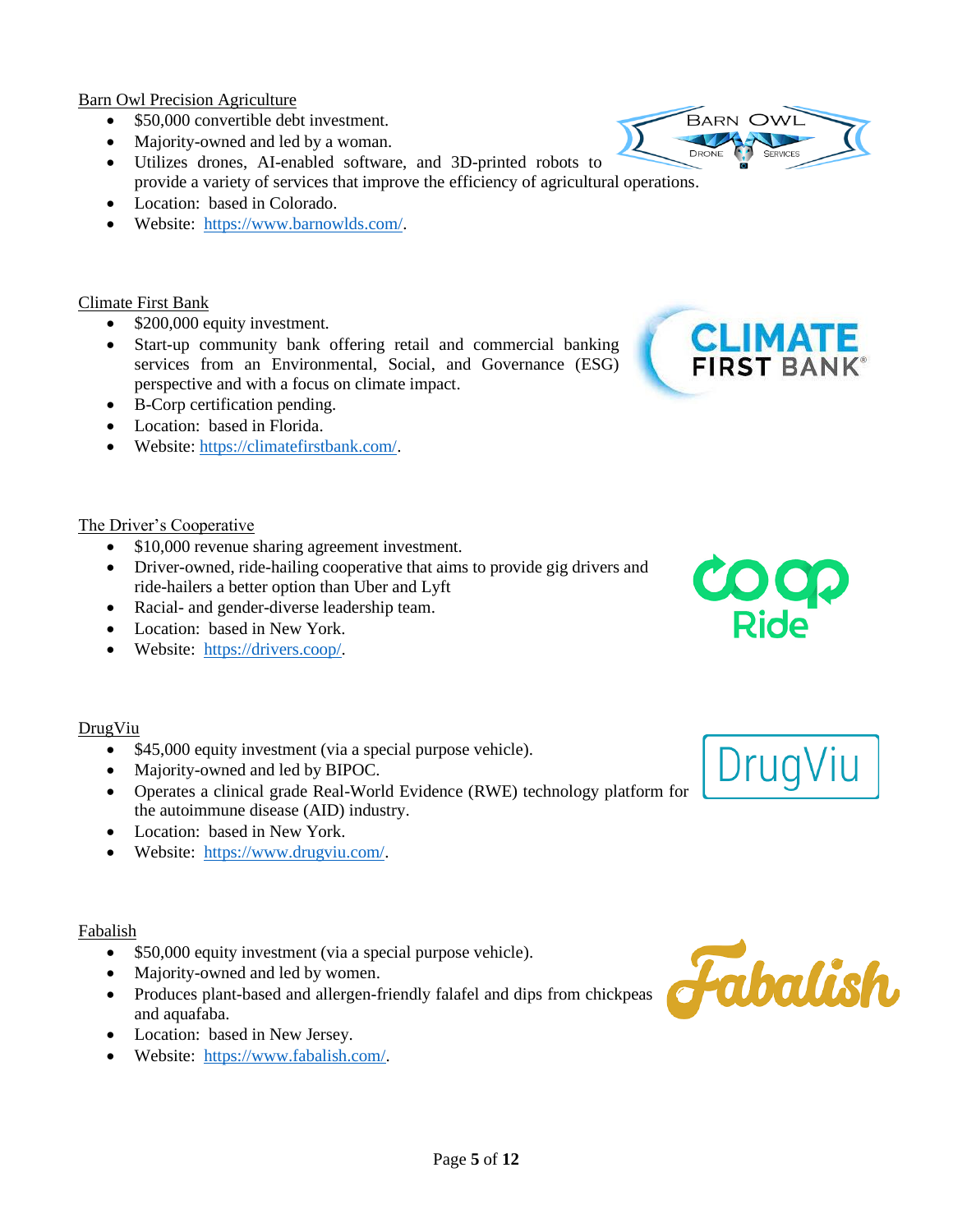Barn Owl Precision Agriculture

- $50,000 convertible debt investment.
- Majority-owned and led by a woman.
- Utilizes drones, AI-enabled software, and 3D-printed robots to provide a variety of services that improve the efficiency of agricultural operations.
- Location: based in Colorado.
- Website: https://www.barnowlds.com/.

Climate First Bank

- $200,000 equity investment.
- Start-up community bank offering retail and commercial banking services from an Environmental, Social, and Governance (ESG) perspective and with a focus on climate impact.
- B-Corp certification pending.
- Location: based in Florida.
- Website: https://climatefirstbank.com/.

The Driver's Cooperative

- $10,000 revenue sharing agreement investment.
- Driver-owned, ride-hailing cooperative that aims to provide gig drivers and ride-hailers a better option than Uber and Lyft
- Racial- and gender-diverse leadership team.
- Location: based in New York.
- Website: https://drivers.coop/.

DrugViu

- $45,000 equity investment (via a special purpose vehicle).
- Majority-owned and led by BIPOC.
- Operates a clinical grade Real-World Evidence (RWE) technology platform for the autoimmune disease (AID) industry.
- Location: based in New York.
- Website: https://www.drugviu.com/.

Fabalish

- $50,000 equity investment (via a special purpose vehicle).
- Majority-owned and led by women.
- Produces plant-based and allergen-friendly falafel and dips from chickpeas and aquafaba.
- Location: based in New Jersey.
- Website: https://www.fabalish.com/.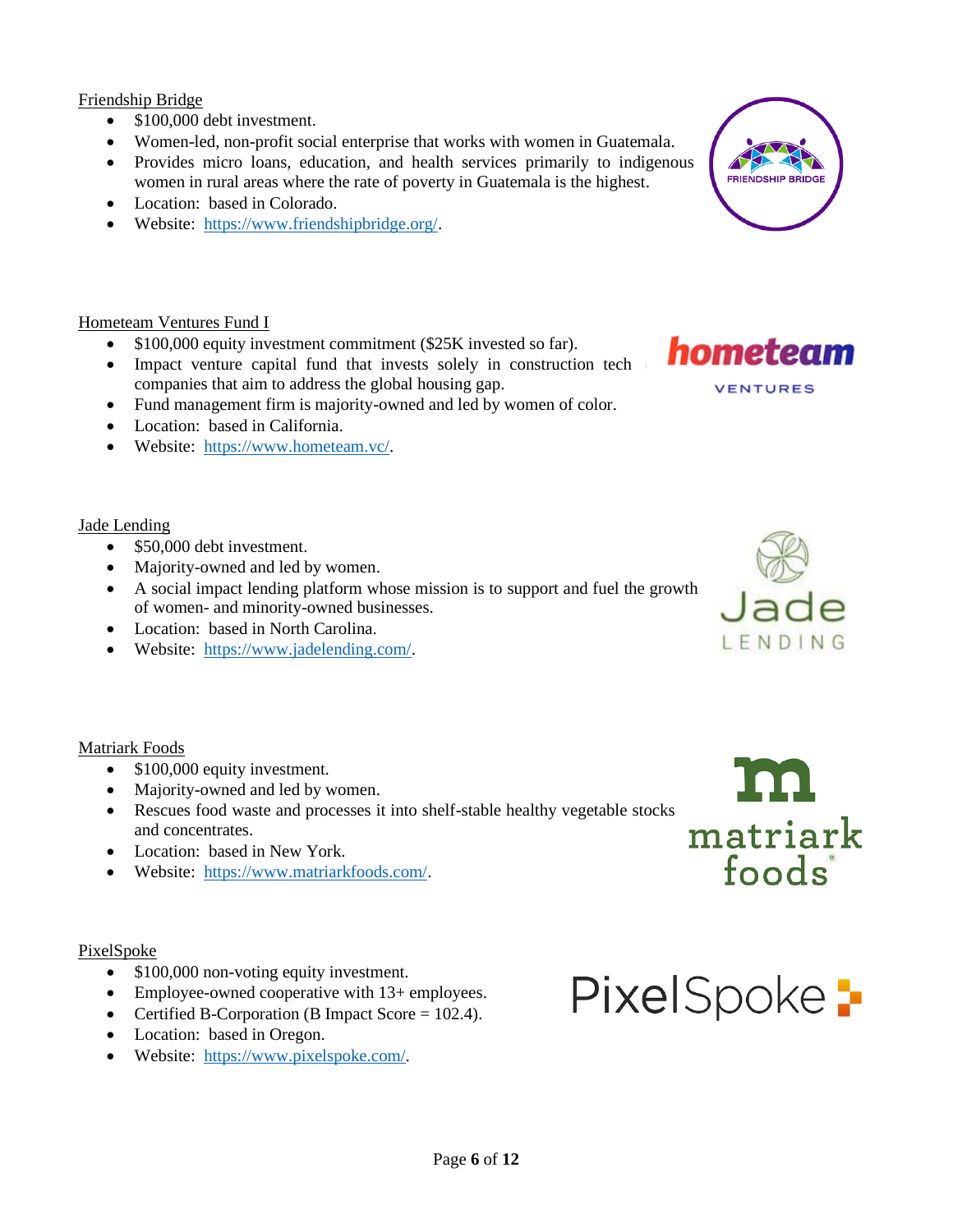Friendship Bridge

- $100,000 debt investment.
- Women-led, non-profit social enterprise that works with women in Guatemala.
- Provides micro loans, education, and health services primarily to indigenous women in rural areas where the rate of poverty in Guatemala is the highest.
- Location: based in Colorado.
- Website: https://www.friendshipbridge.org/.

Hometeam Ventures Fund I

- $100,000 equity investment commitment ($25K invested so far).
- Impact venture capital fund that invests solely in construction tech companies that aim to address the global housing gap.
- Fund management firm is majority-owned and led by women of color.
- Location: based in California.
- Website: https://www.hometeam.vc/.

Jade Lending

- $50,000 debt investment.
- Majority-owned and led by women.
- A social impact lending platform whose mission is to support and fuel the growth of women- and minority-owned businesses.
- Location: based in North Carolina.
- Website: https://www.jadelending.com/.

Matriark Foods

- $100,000 equity investment.
- Majority-owned and led by women.
- Rescues food waste and processes it into shelf-stable healthy vegetable stocks and concentrates.
- Location: based in New York.
- Website: https://www.matriarkfoods.com/.

PixelSpoke

- $100,000 non-voting equity investment.
- Employee-owned cooperative with 13+ employees.
- Certified B-Corporation (B Impact Score = 102.4).
- Location: based in Oregon.
- Website: https://www.pixelspoke.com/.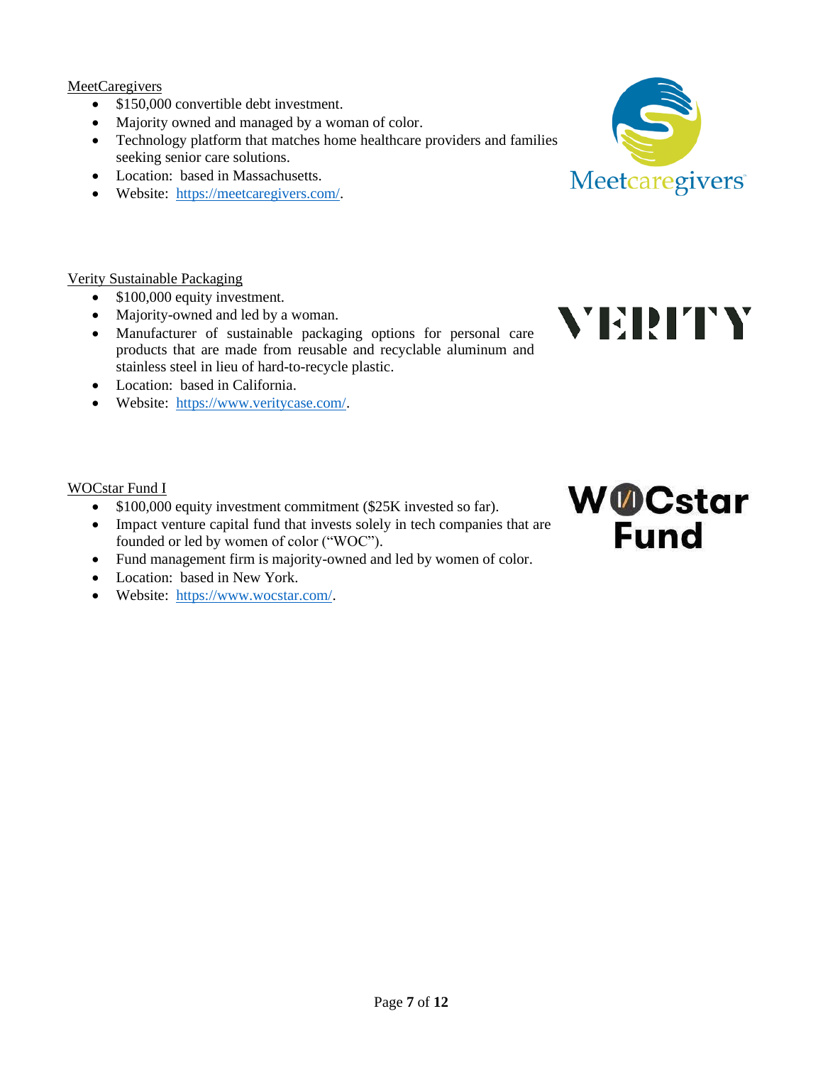MeetCaregivers

- $150,000 convertible debt investment.
- Majority owned and managed by a woman of color.
- Technology platform that matches home healthcare providers and families seeking senior care solutions.
- Location: based in Massachusetts.
- Website: https://meetcaregivers.com/.

Verity Sustainable Packaging

- $100,000 equity investment.
- Majority-owned and led by a woman.
- Manufacturer of sustainable packaging options for personal care products that are made from reusable and recyclable aluminum and stainless steel in lieu of hard-to-recycle plastic.
- Location: based in California.
- Website: https://www.veritycase.com/.

WOCstar Fund I

- $100,000 equity investment commitment ($25K invested so far).
- Impact venture capital fund that invests solely in tech companies that are founded or led by women of color ("WOC").
- Fund management firm is majority-owned and led by women of color.
- Location: based in New York.
- Website: https://www.wocstar.com/.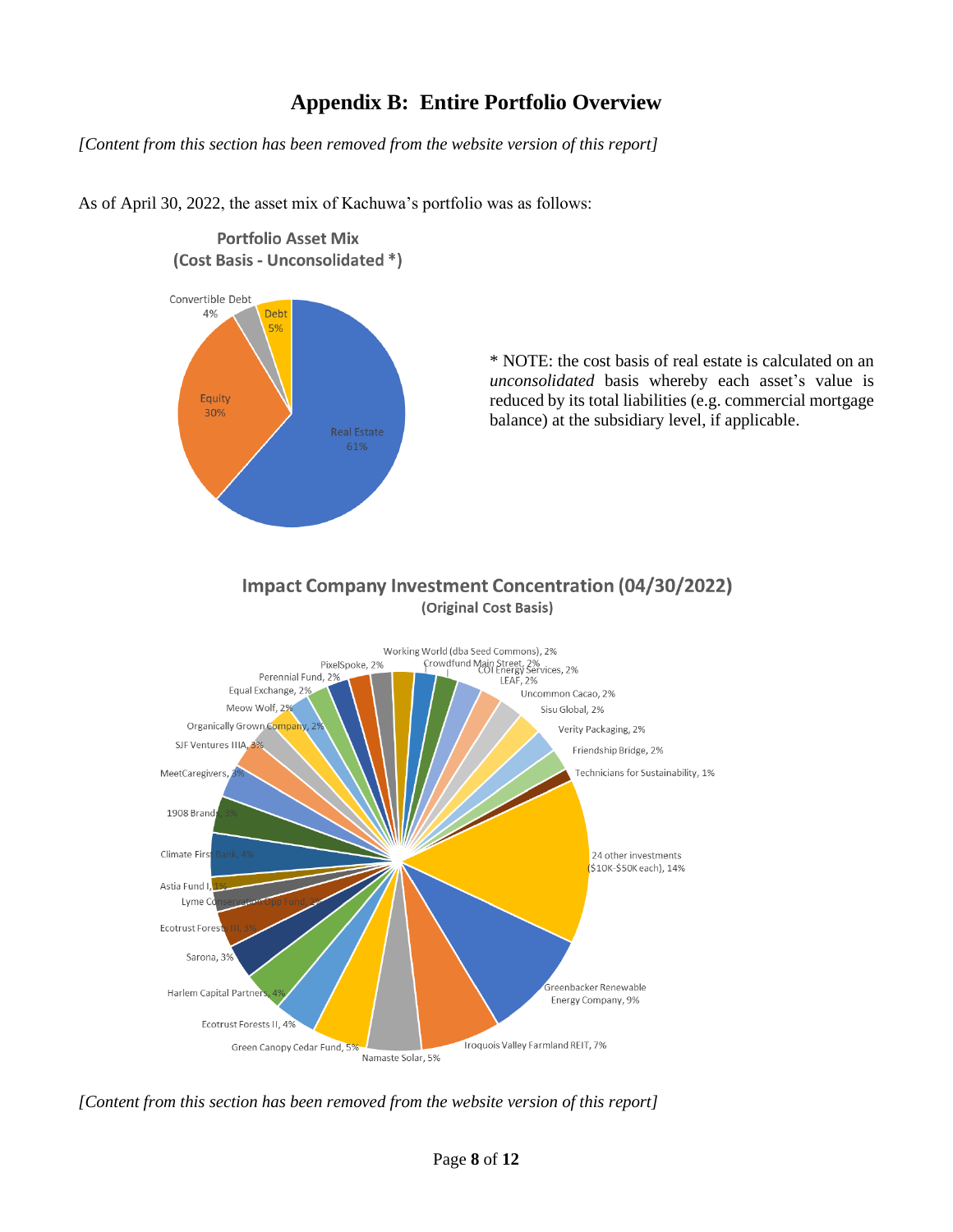# Appendix B: Entire Portfolio Overview

*[Content from this section has been removed from the website version of this report]*

As of April 30, 2022, the asset mix of Kachuwa's portfolio was as follows:

**Portfolio Asset Mix (Cost Basis - Unconsolidated \*)**

- Real Estate 61%
- Equity 30%
- Debt 5%
- Convertible Debt 4%

\* NOTE: the cost basis of real estate is calculated on an *unconsolidated* basis whereby each asset's value is reduced by its total liabilities (e.g. commercial mortgage balance) at the subsidiary level, if applicable.

**Impact Company Investment Concentration (04/30/2022)**
**(Original Cost Basis)**

- 24 other investments ($10K-$50K each), 14%
- Greenbacker Renewable Energy Company, 9%
- Iroquois Valley Farmland REIT, 7%
- Namaste Solar, 5%
- Green Canopy Cedar Fund, 5%
- Ecotrust Forests II, 4%
- Harlem Capital Partners, 4%
- Sarona, 3%
- Ecotrust Forests III, 3%
- Lyme Conservation Opp Fund, 2%
- Astia Fund I, 1%
- Climate First Bank, 4%
- 1908 Brands, 3%
- MeetCaregivers, 3%
- SJF Ventures IIIA, 3%
- Organically Grown Company, 2%
- Meow Wolf, 2%
- Equal Exchange, 2%
- Perennial Fund, 2%
- PixelSpoke, 2%
- Working World (dba Seed Commons), 2%
- Crowdfund Main Street, 2%
- COI Energy Services, 2%
- LEAF, 2%
- Uncommon Cacao, 2%
- Sisu Global, 2%
- Verity Packaging, 2%
- Friendship Bridge, 2%
- Technicians for Sustainability, 1%

*[Content from this section has been removed from the website version of this report]*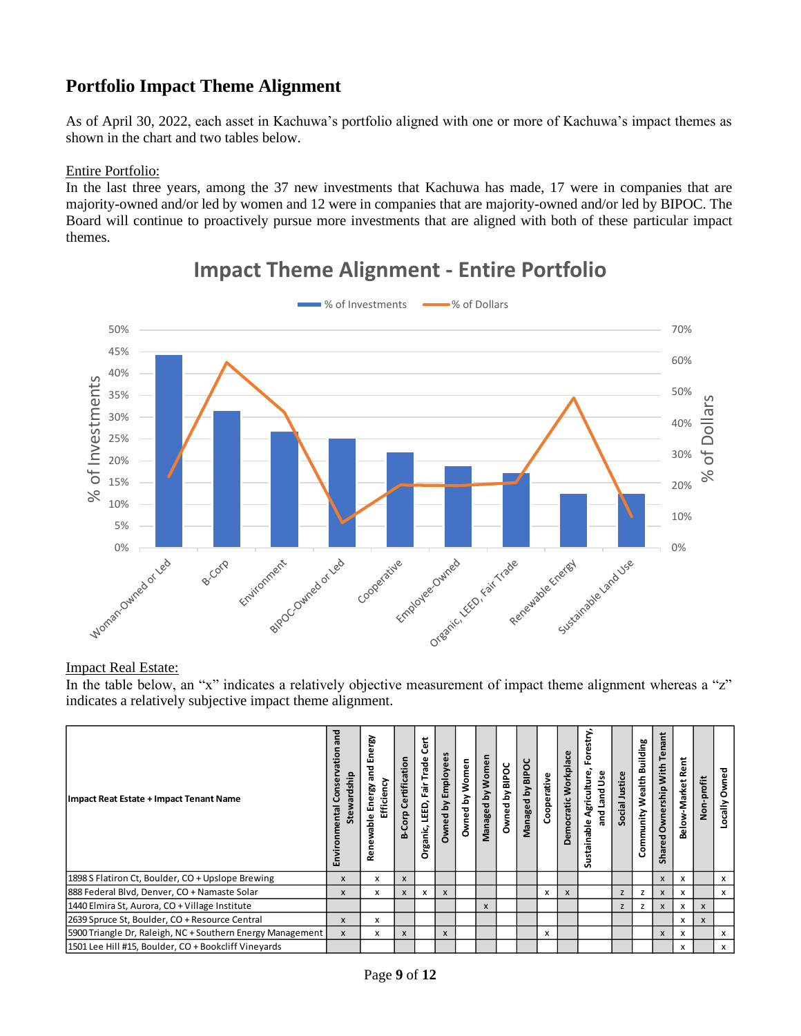## Portfolio Impact Theme Alignment

As of April 30, 2022, each asset in Kachuwa's portfolio aligned with one or more of Kachuwa's impact themes as shown in the chart and two tables below.

Entire Portfolio:

In the last three years, among the 37 new investments that Kachuwa has made, 17 were in companies that are majority-owned and/or led by women and 12 were in companies that are majority-owned and/or led by BIPOC. The Board will continue to proactively pursue more investments that are aligned with both of these particular impact themes.

**Impact Theme Alignment - Entire Portfolio**

Impact Real Estate:

In the table below, an "x" indicates a relatively objective measurement of impact theme alignment whereas a "z" indicates a relatively subjective impact theme alignment.

| Impact Reat Estate + Impact Tenant Name | Environmental Conservation and Stewardship | Renewable Energy and Energy Efficiency | B-Corp Certification | Organic, LEED, Fair Trade Cert | Owned by Employees | Owned by Women | Managed by Women | Owned by BIPOC | Managed by BIPOC | Cooperative | Democratic Workplace | Sustainable Agriculture, Forestry, and Land Use | Social Justice | Community Wealth Building | Shared Ownership With Tenant | Below-Market Rent | Non-profit | Locally Owned |
|---|---|---|---|---|---|---|---|---|---|---|---|---|---|---|---|---|---|---|
| 1898 S Flatiron Ct, Boulder, CO + Upslope Brewing | x | x | x | | | | | | | | | | | | x | x | | x |
| 888 Federal Blvd, Denver, CO + Namaste Solar | x | x | x | x | x | | | | | x | x | | z | z | x | x | | x |
| 1440 Elmira St, Aurora, CO + Village Institute | | | | | | | x | | | | | | z | z | x | x | x | |
| 2639 Spruce St, Boulder, CO + Resource Central | x | x | | | | | | | | | | | | | | x | x | |
| 5900 Triangle Dr, Raleigh, NC + Southern Energy Management | x | x | x | | x | | | | | x | | | | | x | x | | x |
| 1501 Lee Hill #15, Boulder, CO + Bookcliff Vineyards | | | | | | | | | | | | | | | | x | | x |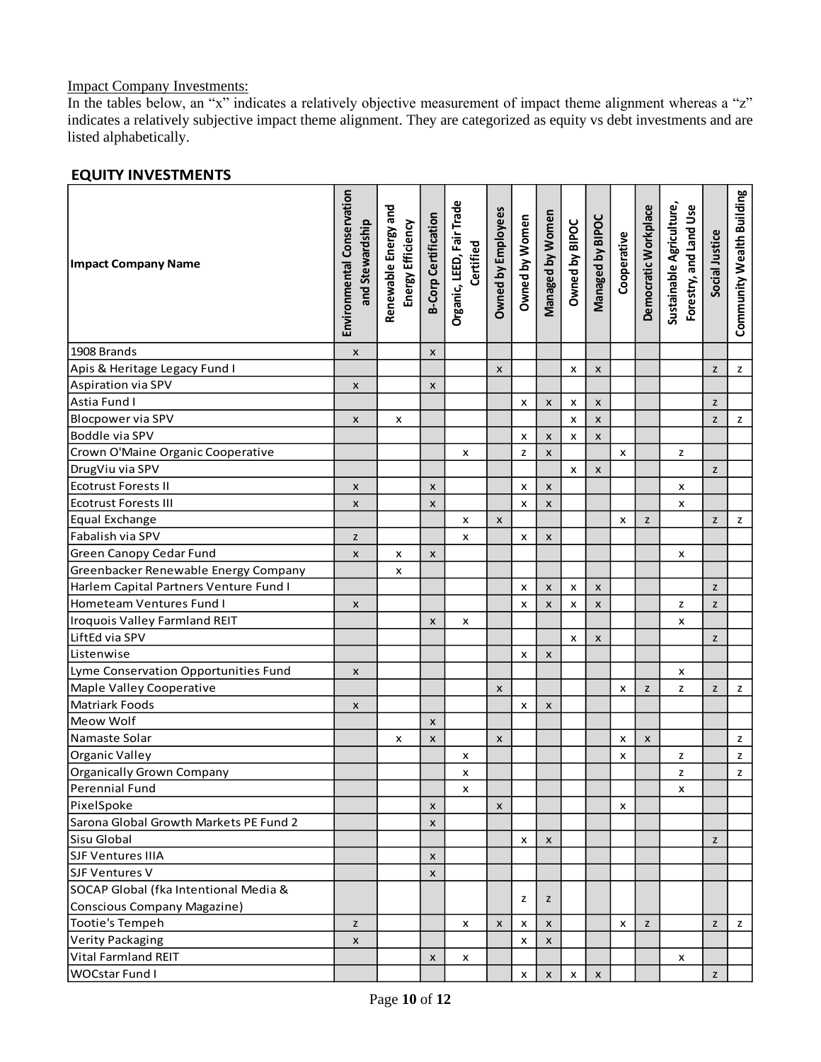Impact Company Investments:

In the tables below, an "x" indicates a relatively objective measurement of impact theme alignment whereas a "z" indicates a relatively subjective impact theme alignment. They are categorized as equity vs debt investments and are listed alphabetically.

## EQUITY INVESTMENTS

| Impact Company Name | Environmental Conservation and Stewardship | Renewable Energy and Energy Efficiency | B-Corp Certification | Organic, LEED, Fair Trade Certified | Owned by Employees | Owned by Women | Managed by Women | Owned by BIPOC | Managed by BIPOC | Cooperative | Democratic Workplace | Sustainable Agriculture, Forestry, and Land Use | Social Justice | Community Wealth Building |
|---|---|---|---|---|---|---|---|---|---|---|---|---|---|---|
| 1908 Brands | x | | x | | | | | | | | | | | |
| Apis & Heritage Legacy Fund I | | | | | x | | | x | x | | | | z | z |
| Aspiration via SPV | x | | x | | | | | | | | | | | |
| Astia Fund I | | | | | | x | x | x | x | | | | z | |
| Blocpower via SPV | x | x | | | | | | x | x | | | | z | z |
| Boddle via SPV | | | | | | x | x | x | x | | | | | |
| Crown O'Maine Organic Cooperative | | | | x | | z | x | | | x | | z | | |
| DrugViu via SPV | | | | | | | | x | x | | | | z | |
| Ecotrust Forests II | x | | x | | | x | x | | | | | x | | |
| Ecotrust Forests III | x | | x | | | x | x | | | | | x | | |
| Equal Exchange | | | | x | x | | | | | x | z | | z | z |
| Fabalish via SPV | z | | | x | | x | x | | | | | | | |
| Green Canopy Cedar Fund | x | x | x | | | | | | | | | x | | |
| Greenbacker Renewable Energy Company | | x | | | | | | | | | | | | |
| Harlem Capital Partners Venture Fund I | | | | | | x | x | x | x | | | | z | |
| Hometeam Ventures Fund I | x | | | | | x | x | x | x | | | z | z | |
| Iroquois Valley Farmland REIT | | | x | x | | | | | | | | x | | |
| LiftEd via SPV | | | | | | | | x | x | | | | z | |
| Listenwise | | | | | | x | x | | | | | | | |
| Lyme Conservation Opportunities Fund | x | | | | | | | | | | | x | | |
| Maple Valley Cooperative | | | | | x | | | | | x | z | z | z | z |
| Matriark Foods | x | | | | | x | x | | | | | | | |
| Meow Wolf | | | x | | | | | | | | | | | |
| Namaste Solar | | x | x | | x | | | | | x | x | | | z |
| Organic Valley | | | | x | | | | | | x | | z | | z |
| Organically Grown Company | | | | x | | | | | | | | z | | z |
| Perennial Fund | | | | x | | | | | | | | x | | |
| PixelSpoke | | | x | | x | | | | | x | | | | |
| Sarona Global Growth Markets PE Fund 2 | | | x | | | | | | | | | | | |
| Sisu Global | | | | | | x | x | | | | | | z | |
| SJF Ventures IIIA | | | x | | | | | | | | | | | |
| SJF Ventures V | | | x | | | | | | | | | | | |
| SOCAP Global (fka Intentional Media & Conscious Company Magazine) | | | | | | z | z | | | | | | | |
| Tootie's Tempeh | z | | | x | x | x | x | | | x | z | | z | z |
| Verity Packaging | x | | | | | x | x | | | | | | | |
| Vital Farmland REIT | | | x | x | | | | | | | | x | | |
| WOCstar Fund I | | | | | | x | x | x | x | | | | z | |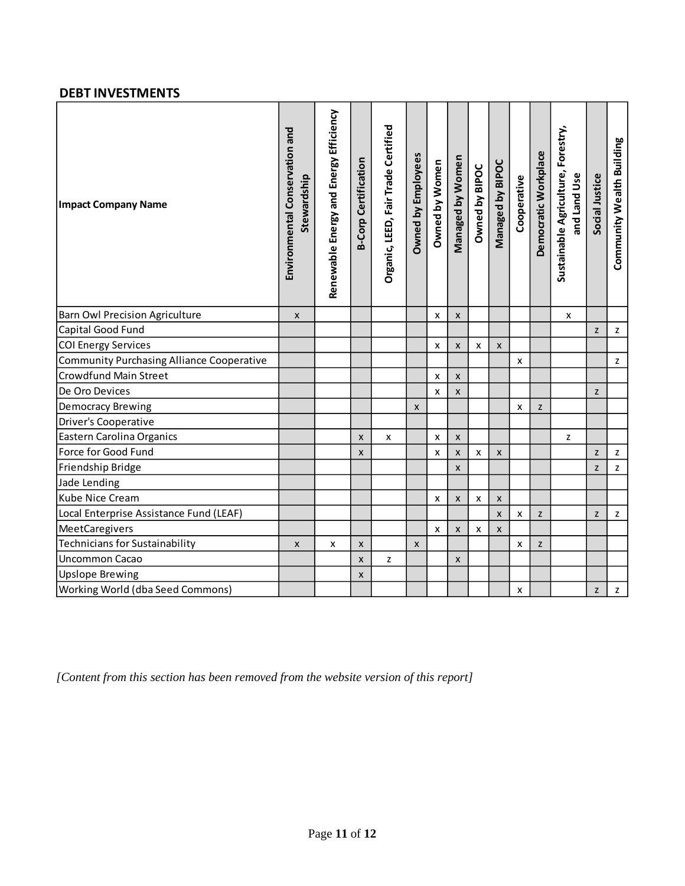## DEBT INVESTMENTS

| Impact Company Name | Environmental Conservation and Stewardship | Renewable Energy and Energy Efficiency | B-Corp Certification | Organic, LEED, Fair Trade Certified | Owned by Employees | Owned by Women | Managed by Women | Owned by BIPOC | Managed by BIPOC | Cooperative | Democratic Workplace | Sustainable Agriculture, Forestry, and Land Use | Social Justice | Community Wealth Building |
|---|---|---|---|---|---|---|---|---|---|---|---|---|---|---|
| Barn Owl Precision Agriculture | x | | | | | x | x | | | | | x | | |
| Capital Good Fund | | | | | | | | | | | | | z | z |
| COI Energy Services | | | | | | x | x | x | x | | | | | |
| Community Purchasing Alliance Cooperative | | | | | | | | | | x | | | | z |
| Crowdfund Main Street | | | | | | x | x | | | | | | | |
| De Oro Devices | | | | | | x | x | | | | | | z | |
| Democracy Brewing | | | | | x | | | | | x | z | | | |
| Driver's Cooperative | | | | | | | | | | | | | | |
| Eastern Carolina Organics | | | x | x | | x | x | | | | | z | | |
| Force for Good Fund | | | x | | | x | x | x | x | | | | z | z |
| Friendship Bridge | | | | | | | x | | | | | | z | z |
| Jade Lending | | | | | | | | | | | | | | |
| Kube Nice Cream | | | | | | x | x | x | x | | | | | |
| Local Enterprise Assistance Fund (LEAF) | | | | | | | | | x | x | z | | z | z |
| MeetCaregivers | | | | | | x | x | x | x | | | | | |
| Technicians for Sustainability | x | x | x | | x | | | | | x | z | | | |
| Uncommon Cacao | | | x | z | | | x | | | | | | | |
| Upslope Brewing | | | x | | | | | | | | | | | |
| Working World (dba Seed Commons) | | | | | | | | | | x | | | z | z |

*[Content from this section has been removed from the website version of this report]*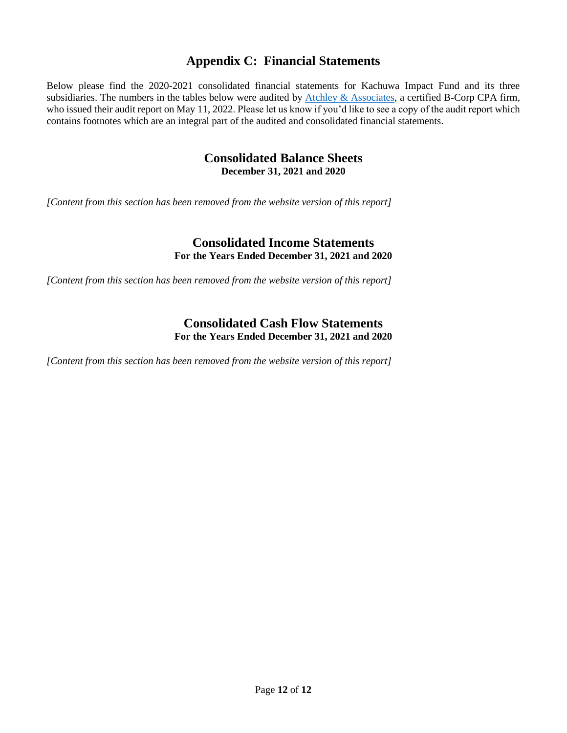# Appendix C: Financial Statements

Below please find the 2020-2021 consolidated financial statements for Kachuwa Impact Fund and its three subsidiaries. The numbers in the tables below were audited by Atchley & Associates, a certified B-Corp CPA firm, who issued their audit report on May 11, 2022. Please let us know if you'd like to see a copy of the audit report which contains footnotes which are an integral part of the audited and consolidated financial statements.

## Consolidated Balance Sheets

**December 31, 2021 and 2020**

*[Content from this section has been removed from the website version of this report]*

## Consolidated Income Statements

**For the Years Ended December 31, 2021 and 2020**

*[Content from this section has been removed from the website version of this report]*

## Consolidated Cash Flow Statements

**For the Years Ended December 31, 2021 and 2020**

*[Content from this section has been removed from the website version of this report]*